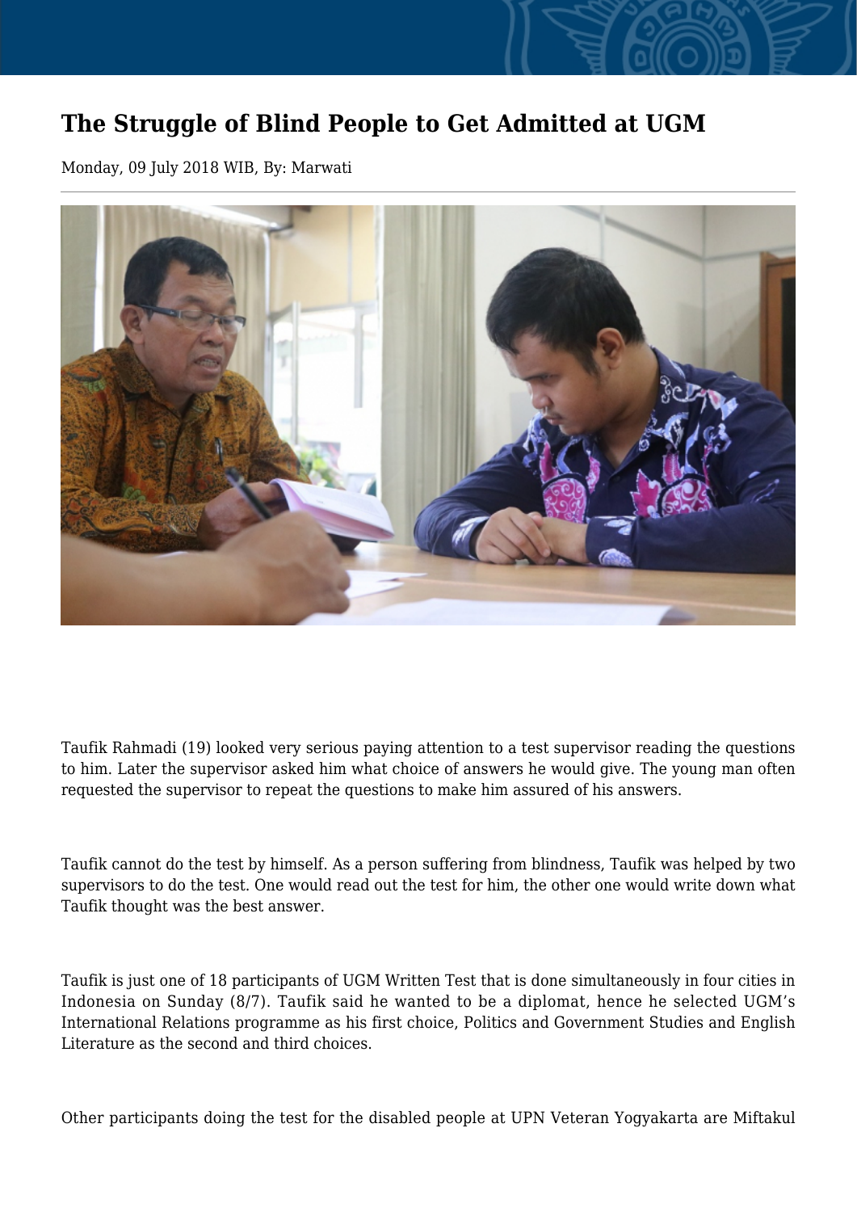# The Struggle of Blind People to Get Admitted at UGM

Monday, 09 July 2018 WIB, By: Marwati

Taufik Rahmadi (19) looked very serious paying attention to a test supervisor reading the questions to him. Later the supervisor asked him what choice of answers he would give. The young man often requested the supervisor to repeat the questions to make him assured of his answers.

Taufik cannot do the test by himself. As a person suffering from blindness, Taufik was helped by two supervisors to do the test. One would read out the test for him, the other one would write down what Taufik thought was the best answer.

Taufik is just one of 18 participants of UGM Written Test that is done simultaneously in four cities in Indonesia on Sunday (8/7). Taufik said he wanted to be a diplomat, hence he selected UGM's International Relations programme as his first choice, Politics and Government Studies and English Literature as the second and third choices.

Other participants doing the test for the disabled people at UPN Veteran Yogyakarta are Miftakul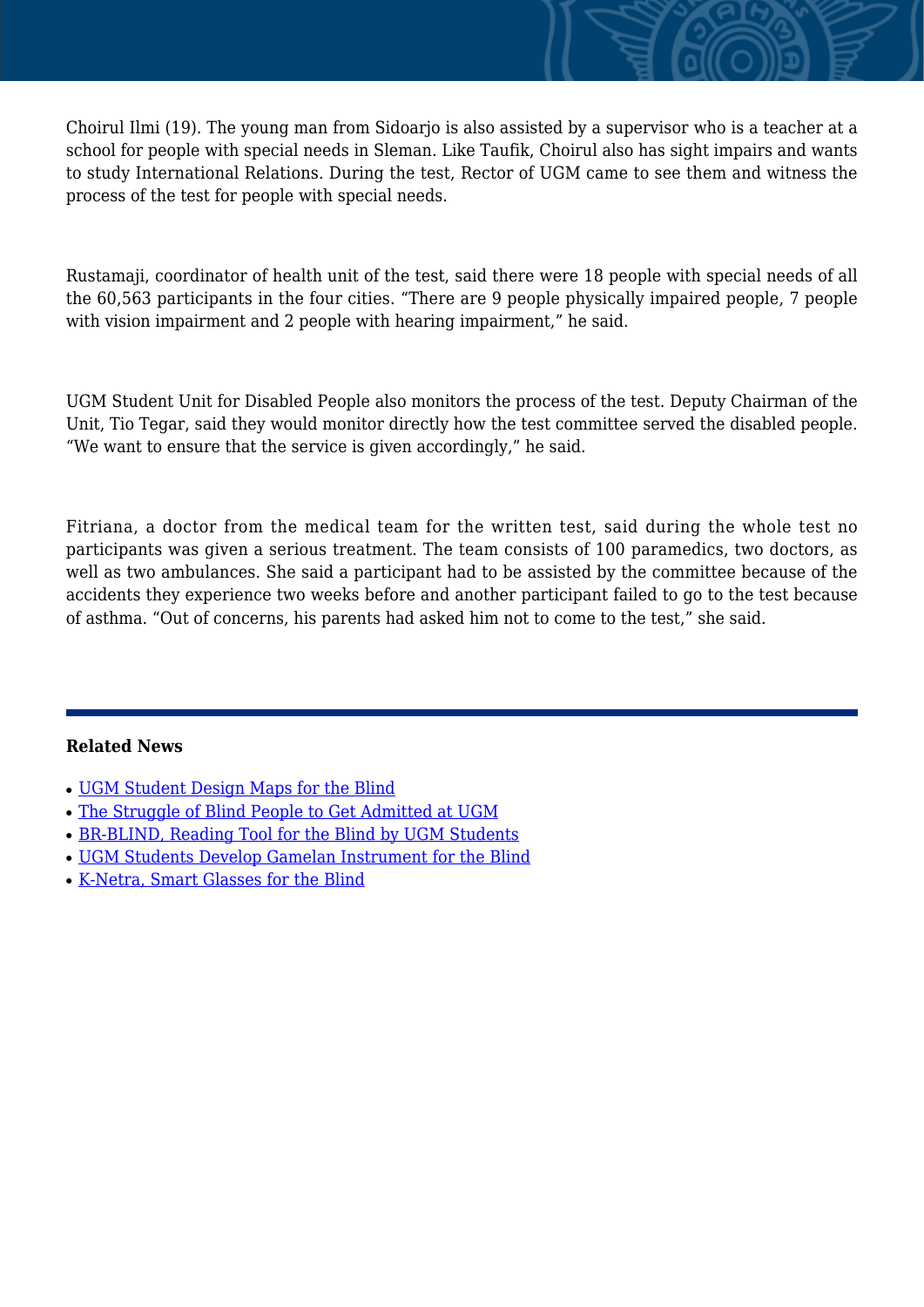Choirul Ilmi (19). The young man from Sidoarjo is also assisted by a supervisor who is a teacher at a school for people with special needs in Sleman. Like Taufik, Choirul also has sight impairs and wants to study International Relations. During the test, Rector of UGM came to see them and witness the process of the test for people with special needs.

Rustamaji, coordinator of health unit of the test, said there were 18 people with special needs of all the 60,563 participants in the four cities. “There are 9 people physically impaired people, 7 people with vision impairment and 2 people with hearing impairment,” he said.

UGM Student Unit for Disabled People also monitors the process of the test. Deputy Chairman of the Unit, Tio Tegar, said they would monitor directly how the test committee served the disabled people. “We want to ensure that the service is given accordingly,” he said.

Fitriana, a doctor from the medical team for the written test, said during the whole test no participants was given a serious treatment. The team consists of 100 paramedics, two doctors, as well as two ambulances. She said a participant had to be assisted by the committee because of the accidents they experience two weeks before and another participant failed to go to the test because of asthma. “Out of concerns, his parents had asked him not to come to the test,” she said.

---

**Related News**

- UGM Student Design Maps for the Blind
- The Struggle of Blind People to Get Admitted at UGM
- BR-BLIND, Reading Tool for the Blind by UGM Students
- UGM Students Develop Gamelan Instrument for the Blind
- K-Netra, Smart Glasses for the Blind